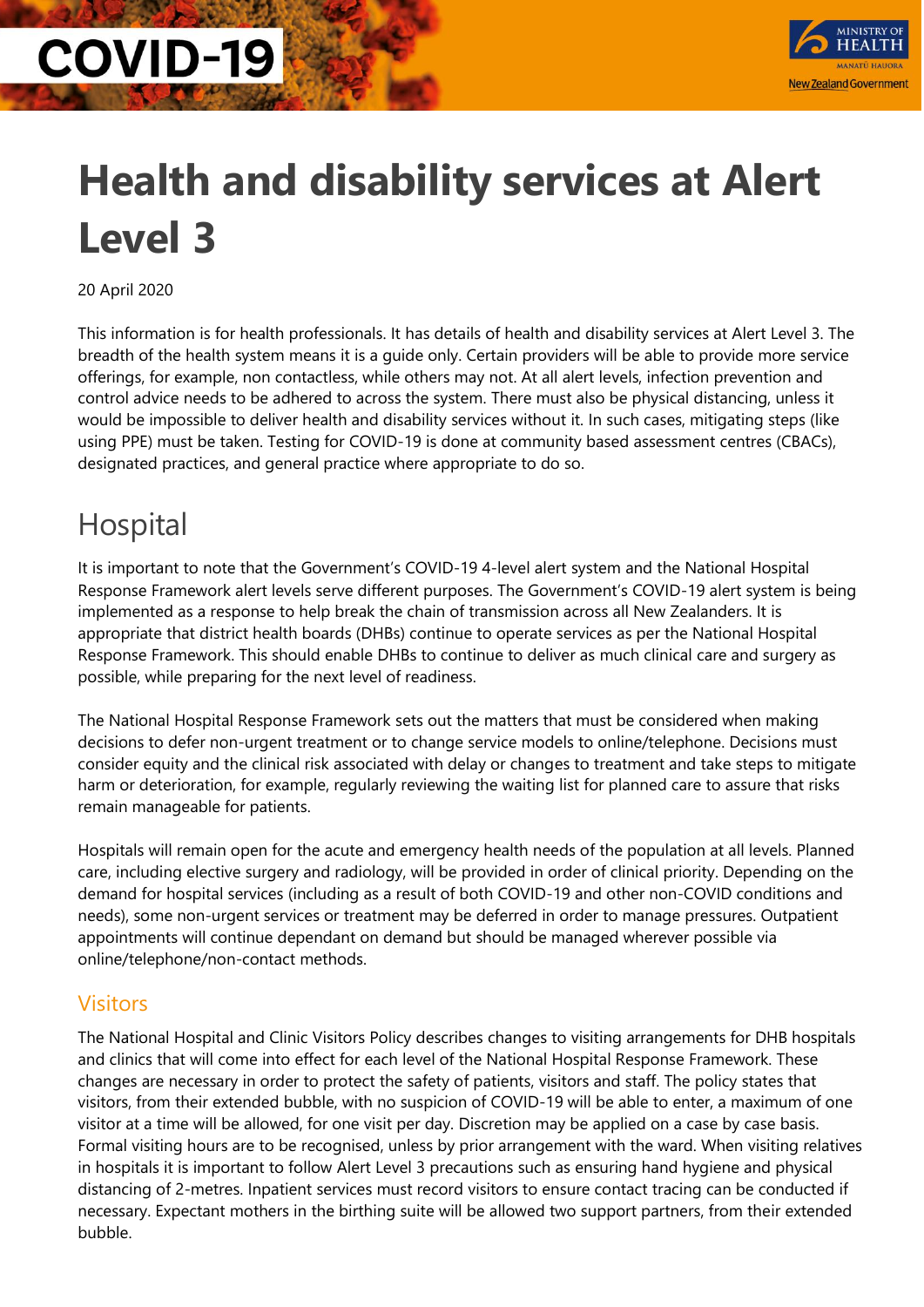# Health and disability services at Alert Level 3

20 April 2020

This information is for health professionals. It has details of health and disability services at Alert Level 3. The breadth of the health system means it is a guide only. Certain providers will be able to provide more service offerings, for example, non contactless, while others may not. At all alert levels, infection prevention and control advice needs to be adhered to across the system. There must also be physical distancing, unless it would be impossible to deliver health and disability services without it. In such cases, mitigating steps (like using PPE) must be taken. Testing for COVID-19 is done at community based assessment centres (CBACs), designated practices, and general practice where appropriate to do so.

## Hospital

It is important to note that the Government's COVID-19 4-level alert system and the National Hospital Response Framework alert levels serve different purposes. The Government's COVID-19 alert system is being implemented as a response to help break the chain of transmission across all New Zealanders. It is appropriate that district health boards (DHBs) continue to operate services as per the National Hospital Response Framework. This should enable DHBs to continue to deliver as much clinical care and surgery as possible, while preparing for the next level of readiness.

The National Hospital Response Framework sets out the matters that must be considered when making decisions to defer non-urgent treatment or to change service models to online/telephone. Decisions must consider equity and the clinical risk associated with delay or changes to treatment and take steps to mitigate harm or deterioration, for example, regularly reviewing the waiting list for planned care to assure that risks remain manageable for patients.

Hospitals will remain open for the acute and emergency health needs of the population at all levels. Planned care, including elective surgery and radiology, will be provided in order of clinical priority. Depending on the demand for hospital services (including as a result of both COVID-19 and other non-COVID conditions and needs), some non-urgent services or treatment may be deferred in order to manage pressures. Outpatient appointments will continue dependant on demand but should be managed wherever possible via online/telephone/non-contact methods.

### Visitors

The National Hospital and Clinic Visitors Policy describes changes to visiting arrangements for DHB hospitals and clinics that will come into effect for each level of the National Hospital Response Framework. These changes are necessary in order to protect the safety of patients, visitors and staff. The policy states that visitors, from their extended bubble, with no suspicion of COVID-19 will be able to enter, a maximum of one visitor at a time will be allowed, for one visit per day. Discretion may be applied on a case by case basis. Formal visiting hours are to be recognised, unless by prior arrangement with the ward. When visiting relatives in hospitals it is important to follow Alert Level 3 precautions such as ensuring hand hygiene and physical distancing of 2-metres. Inpatient services must record visitors to ensure contact tracing can be conducted if necessary. Expectant mothers in the birthing suite will be allowed two support partners, from their extended bubble.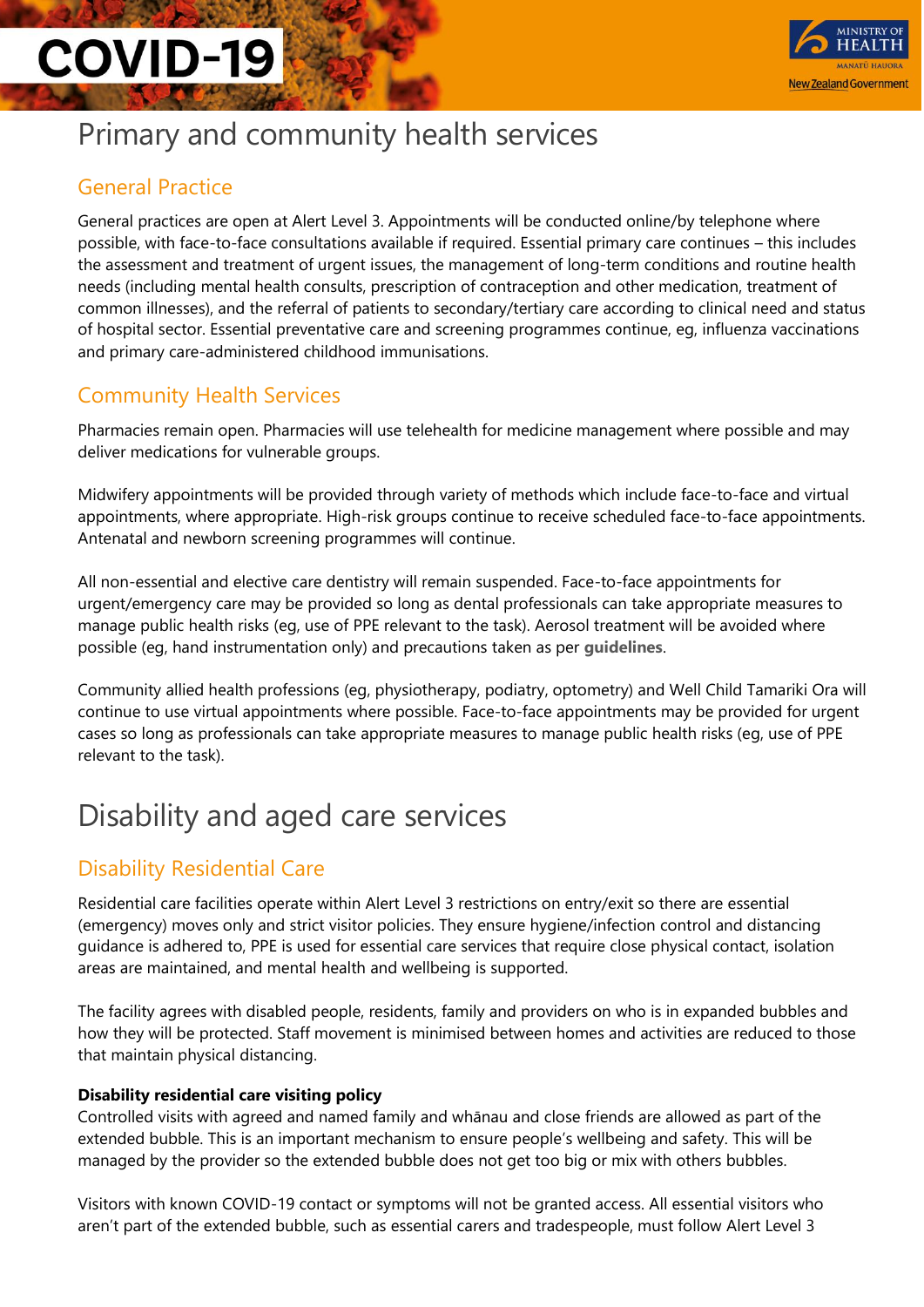# Primary and community health services

## General Practice

General practices are open at Alert Level 3. Appointments will be conducted online/by telephone where possible, with face-to-face consultations available if required. Essential primary care continues – this includes the assessment and treatment of urgent issues, the management of long-term conditions and routine health needs (including mental health consults, prescription of contraception and other medication, treatment of common illnesses), and the referral of patients to secondary/tertiary care according to clinical need and status of hospital sector. Essential preventative care and screening programmes continue, eg, influenza vaccinations and primary care-administered childhood immunisations.

## Community Health Services

Pharmacies remain open. Pharmacies will use telehealth for medicine management where possible and may deliver medications for vulnerable groups.

Midwifery appointments will be provided through variety of methods which include face-to-face and virtual appointments, where appropriate. High-risk groups continue to receive scheduled face-to-face appointments. Antenatal and newborn screening programmes will continue.

All non-essential and elective care dentistry will remain suspended. Face-to-face appointments for urgent/emergency care may be provided so long as dental professionals can take appropriate measures to manage public health risks (eg, use of PPE relevant to the task). Aerosol treatment will be avoided where possible (eg, hand instrumentation only) and precautions taken as per **guidelines**.

Community allied health professions (eg, physiotherapy, podiatry, optometry) and Well Child Tamariki Ora will continue to use virtual appointments where possible. Face-to-face appointments may be provided for urgent cases so long as professionals can take appropriate measures to manage public health risks (eg, use of PPE relevant to the task).

# Disability and aged care services

## Disability Residential Care

Residential care facilities operate within Alert Level 3 restrictions on entry/exit so there are essential (emergency) moves only and strict visitor policies. They ensure hygiene/infection control and distancing guidance is adhered to, PPE is used for essential care services that require close physical contact, isolation areas are maintained, and mental health and wellbeing is supported.

The facility agrees with disabled people, residents, family and providers on who is in expanded bubbles and how they will be protected. Staff movement is minimised between homes and activities are reduced to those that maintain physical distancing.

**Disability residential care visiting policy**

Controlled visits with agreed and named family and whānau and close friends are allowed as part of the extended bubble. This is an important mechanism to ensure people's wellbeing and safety. This will be managed by the provider so the extended bubble does not get too big or mix with others bubbles.

Visitors with known COVID-19 contact or symptoms will not be granted access. All essential visitors who aren't part of the extended bubble, such as essential carers and tradespeople, must follow Alert Level 3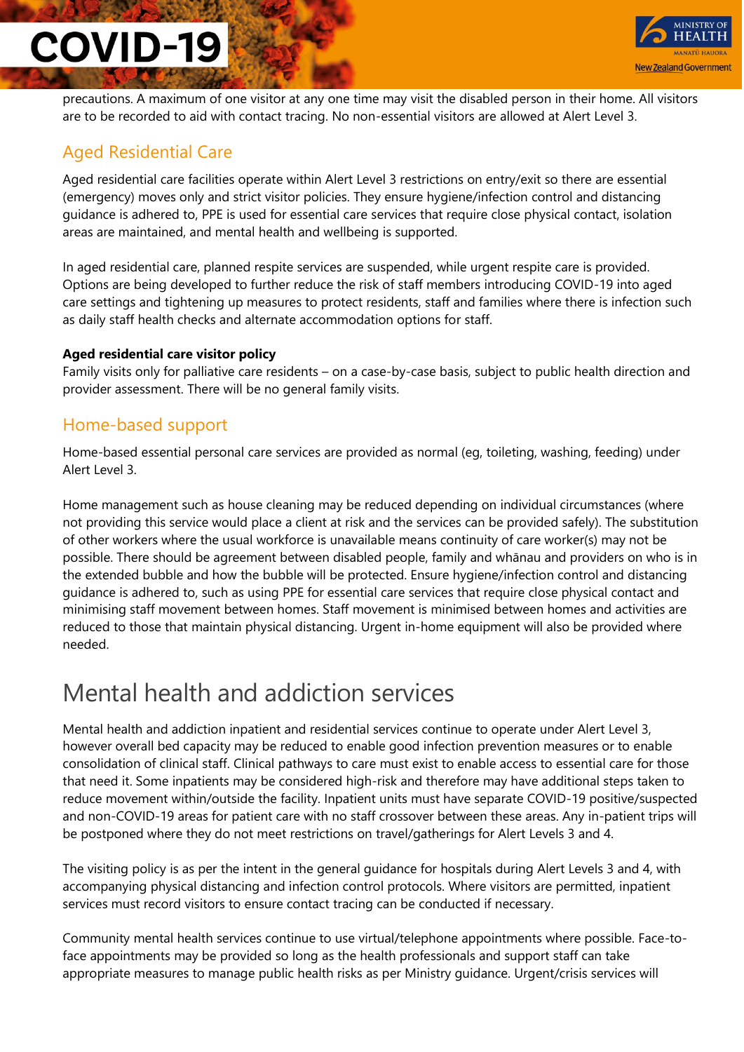precautions. A maximum of one visitor at any one time may visit the disabled person in their home. All visitors are to be recorded to aid with contact tracing. No non-essential visitors are allowed at Alert Level 3.

## Aged Residential Care

Aged residential care facilities operate within Alert Level 3 restrictions on entry/exit so there are essential (emergency) moves only and strict visitor policies. They ensure hygiene/infection control and distancing guidance is adhered to, PPE is used for essential care services that require close physical contact, isolation areas are maintained, and mental health and wellbeing is supported.

In aged residential care, planned respite services are suspended, while urgent respite care is provided. Options are being developed to further reduce the risk of staff members introducing COVID-19 into aged care settings and tightening up measures to protect residents, staff and families where there is infection such as daily staff health checks and alternate accommodation options for staff.

**Aged residential care visitor policy**
Family visits only for palliative care residents – on a case-by-case basis, subject to public health direction and provider assessment. There will be no general family visits.

## Home-based support

Home-based essential personal care services are provided as normal (eg, toileting, washing, feeding) under Alert Level 3.

Home management such as house cleaning may be reduced depending on individual circumstances (where not providing this service would place a client at risk and the services can be provided safely). The substitution of other workers where the usual workforce is unavailable means continuity of care worker(s) may not be possible. There should be agreement between disabled people, family and whānau and providers on who is in the extended bubble and how the bubble will be protected. Ensure hygiene/infection control and distancing guidance is adhered to, such as using PPE for essential care services that require close physical contact and minimising staff movement between homes. Staff movement is minimised between homes and activities are reduced to those that maintain physical distancing. Urgent in-home equipment will also be provided where needed.

# Mental health and addiction services

Mental health and addiction inpatient and residential services continue to operate under Alert Level 3, however overall bed capacity may be reduced to enable good infection prevention measures or to enable consolidation of clinical staff. Clinical pathways to care must exist to enable access to essential care for those that need it. Some inpatients may be considered high-risk and therefore may have additional steps taken to reduce movement within/outside the facility. Inpatient units must have separate COVID-19 positive/suspected and non-COVID-19 areas for patient care with no staff crossover between these areas. Any in-patient trips will be postponed where they do not meet restrictions on travel/gatherings for Alert Levels 3 and 4.

The visiting policy is as per the intent in the general guidance for hospitals during Alert Levels 3 and 4, with accompanying physical distancing and infection control protocols. Where visitors are permitted, inpatient services must record visitors to ensure contact tracing can be conducted if necessary.

Community mental health services continue to use virtual/telephone appointments where possible. Face-to-face appointments may be provided so long as the health professionals and support staff can take appropriate measures to manage public health risks as per Ministry guidance. Urgent/crisis services will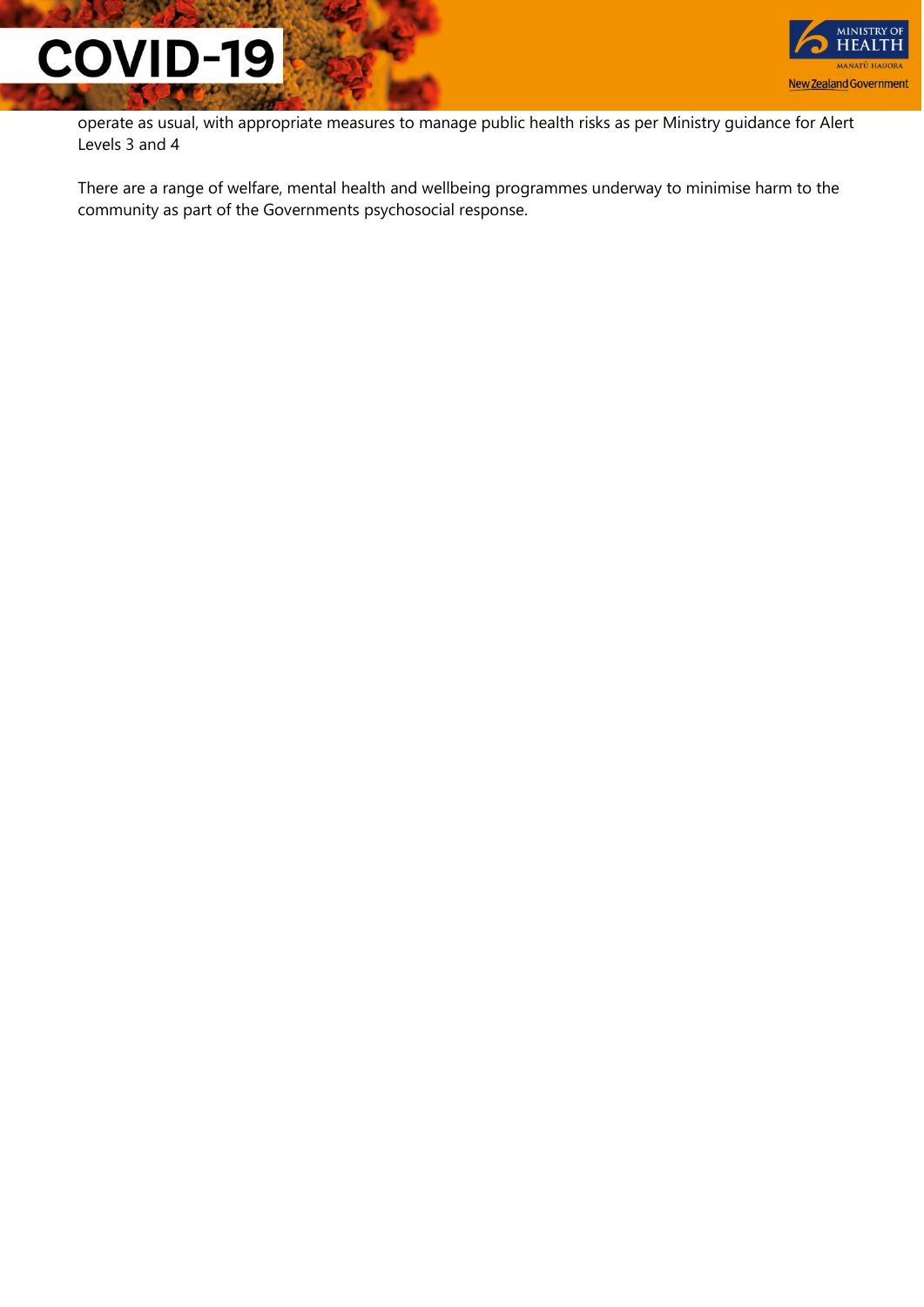operate as usual, with appropriate measures to manage public health risks as per Ministry guidance for Alert Levels 3 and 4

There are a range of welfare, mental health and wellbeing programmes underway to minimise harm to the community as part of the Governments psychosocial response.